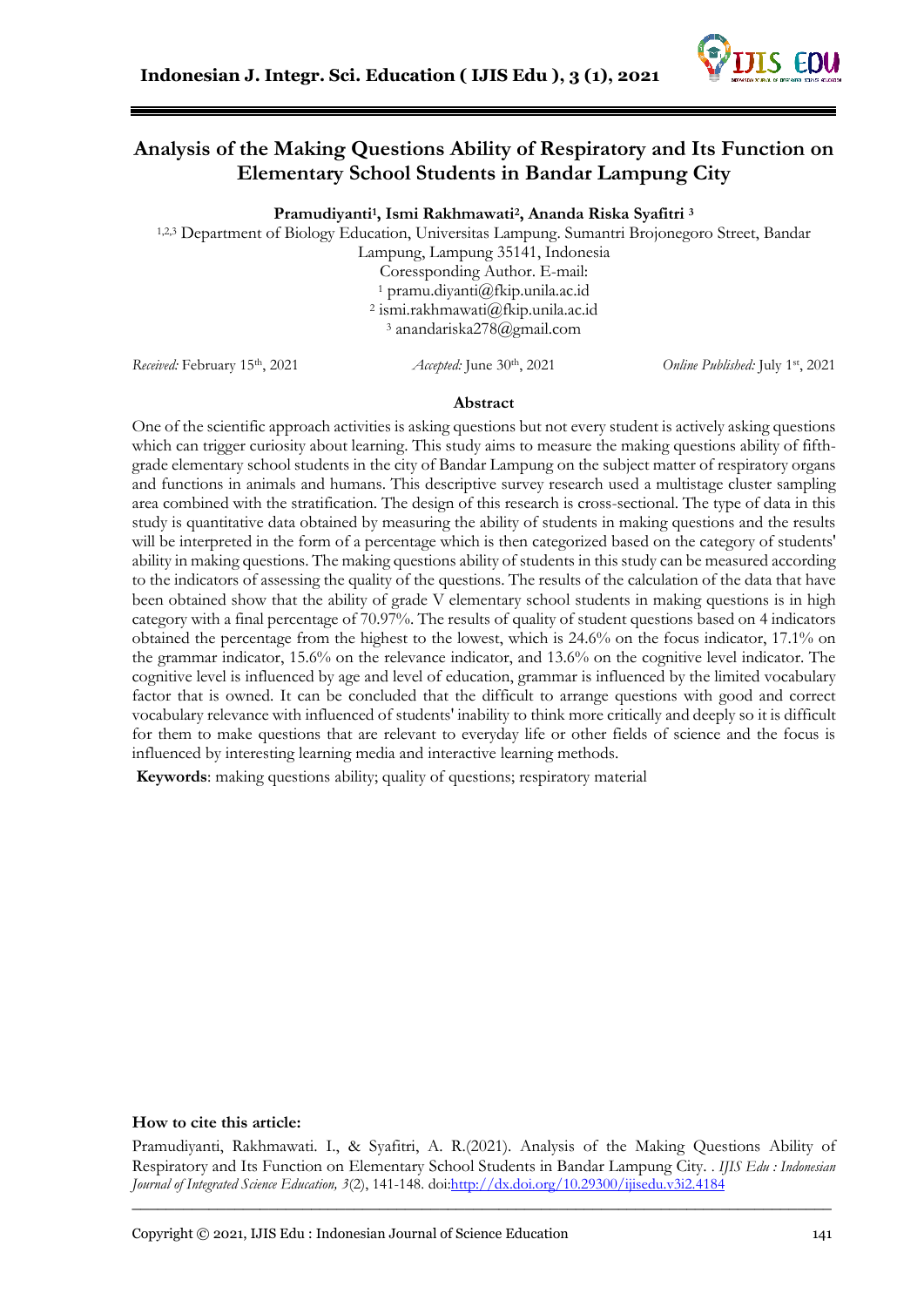# Analysis of the Making Questions Ability of Respiratory and Its Function on Elementary School Students in Bandar Lampung City

**Pramudiyanti[1], Ismi Rakhmawati[2], Ananda Riska Syafitri [3]**

[1,2,3] Department of Biology Education, Universitas Lampung. Sumantri Brojonegoro Street, Bandar Lampung, Lampung 35141, Indonesia
Coressponding Author. E-mail:
[1] pramu.diyanti@fkip.unila.ac.id
[2] ismi.rakhmawati@fkip.unila.ac.id
[3] anandariska278@gmail.com

*Received:* February 15th, 2021 *Accepted:* June 30th, 2021 *Online Published:* July 1st, 2021

## Abstract

One of the scientific approach activities is asking questions but not every student is actively asking questions which can trigger curiosity about learning. This study aims to measure the making questions ability of fifth-grade elementary school students in the city of Bandar Lampung on the subject matter of respiratory organs and functions in animals and humans. This descriptive survey research used a multistage cluster sampling area combined with the stratification. The design of this research is cross-sectional. The type of data in this study is quantitative data obtained by measuring the ability of students in making questions and the results will be interpreted in the form of a percentage which is then categorized based on the category of students' ability in making questions. The making questions ability of students in this study can be measured according to the indicators of assessing the quality of the questions. The results of the calculation of the data that have been obtained show that the ability of grade V elementary school students in making questions is in high category with a final percentage of 70.97%. The results of quality of student questions based on 4 indicators obtained the percentage from the highest to the lowest, which is 24.6% on the focus indicator, 17.1% on the grammar indicator, 15.6% on the relevance indicator, and 13.6% on the cognitive level indicator. The cognitive level is influenced by age and level of education, grammar is influenced by the limited vocabulary factor that is owned. It can be concluded that the difficult to arrange questions with good and correct vocabulary relevance with influenced of students' inability to think more critically and deeply so it is difficult for them to make questions that are relevant to everyday life or other fields of science and the focus is influenced by interesting learning media and interactive learning methods.

**Keywords**: making questions ability; quality of questions; respiratory material

**How to cite this article:**

Pramudiyanti, Rakhmawati. I., & Syafitri, A. R.(2021). Analysis of the Making Questions Ability of Respiratory and Its Function on Elementary School Students in Bandar Lampung City. . *IJIS Edu : Indonesian Journal of Integrated Science Education, 3*(2), 141-148. doi:http://dx.doi.org/10.29300/ijisedu.v3i2.4184

Copyright © 2021, IJIS Edu : Indonesian Journal of Science Education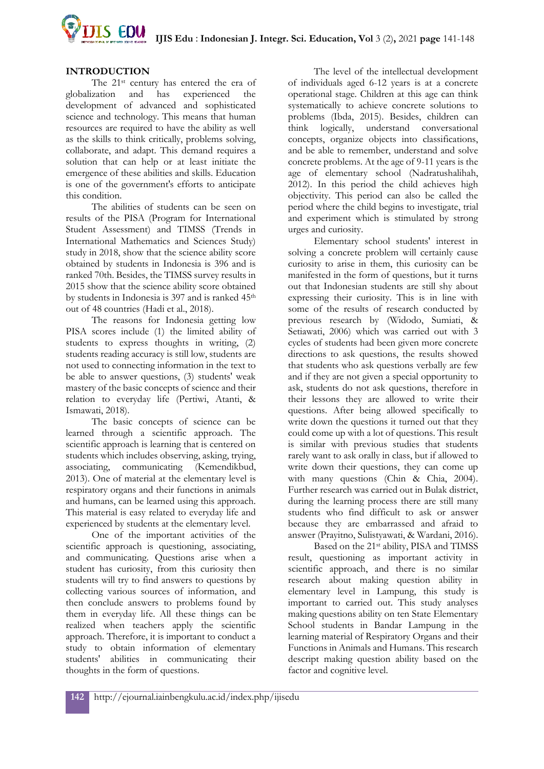## INTRODUCTION

The 21st century has entered the era of globalization and has experienced the development of advanced and sophisticated science and technology. This means that human resources are required to have the ability as well as the skills to think critically, problems solving, collaborate, and adapt. This demand requires a solution that can help or at least initiate the emergence of these abilities and skills. Education is one of the government's efforts to anticipate this condition.

The abilities of students can be seen on results of the PISA (Program for International Student Assessment) and TIMSS (Trends in International Mathematics and Sciences Study) study in 2018, show that the science ability score obtained by students in Indonesia is 396 and is ranked 70th. Besides, the TIMSS survey results in 2015 show that the science ability score obtained by students in Indonesia is 397 and is ranked 45th out of 48 countries (Hadi et al., 2018).

The reasons for Indonesia getting low PISA scores include (1) the limited ability of students to express thoughts in writing, (2) students reading accuracy is still low, students are not used to connecting information in the text to be able to answer questions, (3) students' weak mastery of the basic concepts of science and their relation to everyday life (Pertiwi, Atanti, & Ismawati, 2018).

The basic concepts of science can be learned through a scientific approach. The scientific approach is learning that is centered on students which includes observing, asking, trying, associating, communicating (Kemendikbud, 2013). One of material at the elementary level is respiratory organs and their functions in animals and humans, can be learned using this approach. This material is easy related to everyday life and experienced by students at the elementary level.

One of the important activities of the scientific approach is questioning, associating, and communicating. Questions arise when a student has curiosity, from this curiosity then students will try to find answers to questions by collecting various sources of information, and then conclude answers to problems found by them in everyday life. All these things can be realized when teachers apply the scientific approach. Therefore, it is important to conduct a study to obtain information of elementary students' abilities in communicating their thoughts in the form of questions.

The level of the intellectual development of individuals aged 6-12 years is at a concrete operational stage. Children at this age can think systematically to achieve concrete solutions to problems (Ibda, 2015). Besides, children can think logically, understand conversational concepts, organize objects into classifications, and be able to remember, understand and solve concrete problems. At the age of 9-11 years is the age of elementary school (Nadratushalihah, 2012). In this period the child achieves high objectivity. This period can also be called the period where the child begins to investigate, trial and experiment which is stimulated by strong urges and curiosity.

Elementary school students' interest in solving a concrete problem will certainly cause curiosity to arise in them, this curiosity can be manifested in the form of questions, but it turns out that Indonesian students are still shy about expressing their curiosity. This is in line with some of the results of research conducted by previous research by (Widodo, Sumiati, & Setiawati, 2006) which was carried out with 3 cycles of students had been given more concrete directions to ask questions, the results showed that students who ask questions verbally are few and if they are not given a special opportunity to ask, students do not ask questions, therefore in their lessons they are allowed to write their questions. After being allowed specifically to write down the questions it turned out that they could come up with a lot of questions. This result is similar with previous studies that students rarely want to ask orally in class, but if allowed to write down their questions, they can come up with many questions (Chin & Chia, 2004). Further research was carried out in Bulak district, during the learning process there are still many students who find difficult to ask or answer because they are embarrassed and afraid to answer (Prayitno, Sulistyawati, & Wardani, 2016).

Based on the 21st ability, PISA and TIMSS result, questioning as important activity in scientific approach, and there is no similar research about making question ability in elementary level in Lampung, this study is important to carried out. This study analyses making questions ability on ten State Elementary School students in Bandar Lampung in the learning material of Respiratory Organs and their Functions in Animals and Humans. This research descript making question ability based on the factor and cognitive level.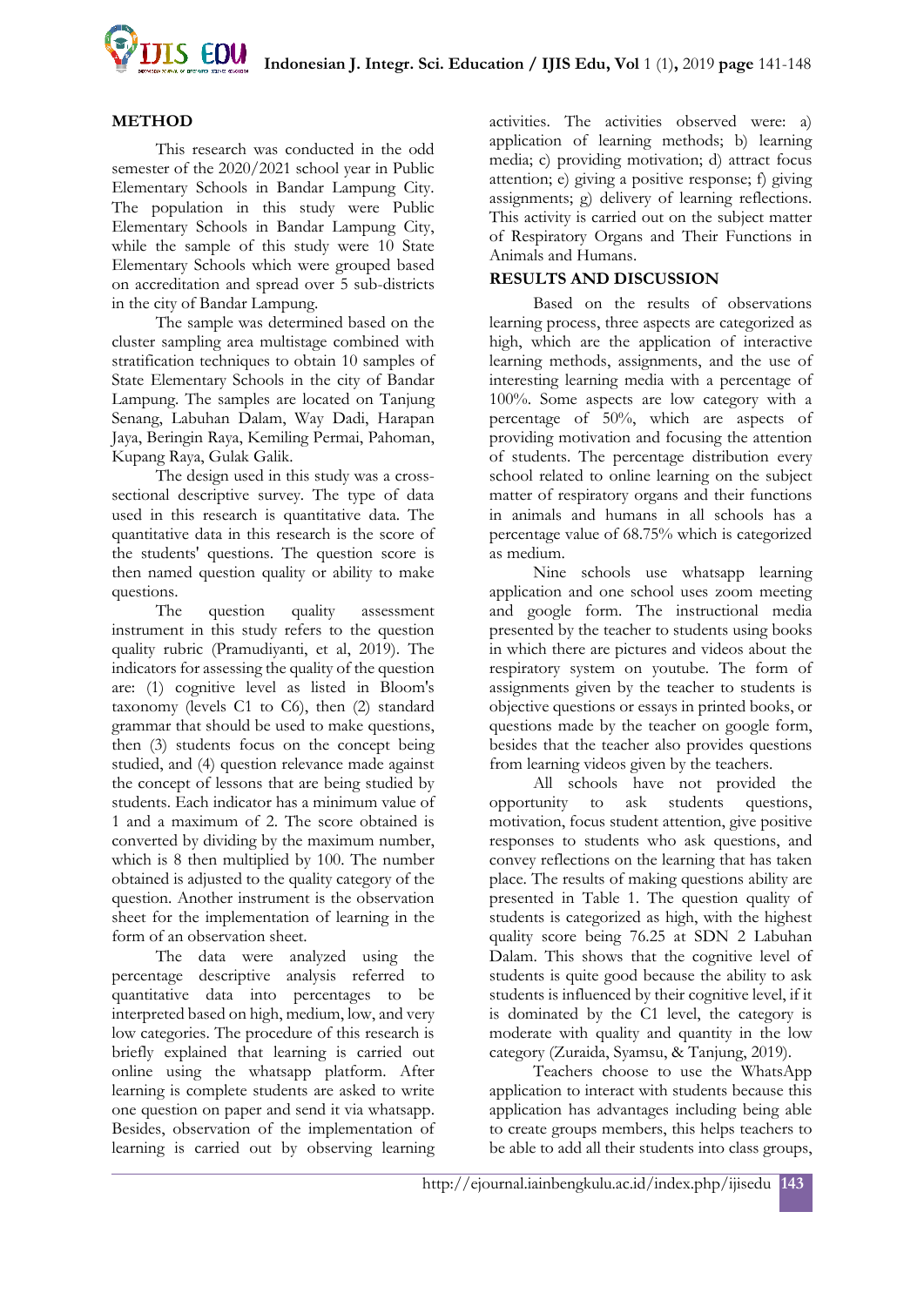## METHOD

This research was conducted in the odd semester of the 2020/2021 school year in Public Elementary Schools in Bandar Lampung City. The population in this study were Public Elementary Schools in Bandar Lampung City, while the sample of this study were 10 State Elementary Schools which were grouped based on accreditation and spread over 5 sub-districts in the city of Bandar Lampung.

The sample was determined based on the cluster sampling area multistage combined with stratification techniques to obtain 10 samples of State Elementary Schools in the city of Bandar Lampung. The samples are located on Tanjung Senang, Labuhan Dalam, Way Dadi, Harapan Jaya, Beringin Raya, Kemiling Permai, Pahoman, Kupang Raya, Gulak Galik.

The design used in this study was a cross-sectional descriptive survey. The type of data used in this research is quantitative data. The quantitative data in this research is the score of the students' questions. The question score is then named question quality or ability to make questions.

The question quality assessment instrument in this study refers to the question quality rubric (Pramudiyanti, et al, 2019). The indicators for assessing the quality of the question are: (1) cognitive level as listed in Bloom's taxonomy (levels C1 to C6), then (2) standard grammar that should be used to make questions, then (3) students focus on the concept being studied, and (4) question relevance made against the concept of lessons that are being studied by students. Each indicator has a minimum value of 1 and a maximum of 2. The score obtained is converted by dividing by the maximum number, which is 8 then multiplied by 100. The number obtained is adjusted to the quality category of the question. Another instrument is the observation sheet for the implementation of learning in the form of an observation sheet.

The data were analyzed using the percentage descriptive analysis referred to quantitative data into percentages to be interpreted based on high, medium, low, and very low categories. The procedure of this research is briefly explained that learning is carried out online using the whatsapp platform. After learning is complete students are asked to write one question on paper and send it via whatsapp. Besides, observation of the implementation of learning is carried out by observing learning activities. The activities observed were: a) application of learning methods; b) learning media; c) providing motivation; d) attract focus attention; e) giving a positive response; f) giving assignments; g) delivery of learning reflections. This activity is carried out on the subject matter of Respiratory Organs and Their Functions in Animals and Humans.

## RESULTS AND DISCUSSION

Based on the results of observations learning process, three aspects are categorized as high, which are the application of interactive learning methods, assignments, and the use of interesting learning media with a percentage of 100%. Some aspects are low category with a percentage of 50%, which are aspects of providing motivation and focusing the attention of students. The percentage distribution every school related to online learning on the subject matter of respiratory organs and their functions in animals and humans in all schools has a percentage value of 68.75% which is categorized as medium.

Nine schools use whatsapp learning application and one school uses zoom meeting and google form. The instructional media presented by the teacher to students using books in which there are pictures and videos about the respiratory system on youtube. The form of assignments given by the teacher to students is objective questions or essays in printed books, or questions made by the teacher on google form, besides that the teacher also provides questions from learning videos given by the teachers.

All schools have not provided the opportunity to ask students questions, motivation, focus student attention, give positive responses to students who ask questions, and convey reflections on the learning that has taken place. The results of making questions ability are presented in Table 1. The question quality of students is categorized as high, with the highest quality score being 76.25 at SDN 2 Labuhan Dalam. This shows that the cognitive level of students is quite good because the ability to ask students is influenced by their cognitive level, if it is dominated by the C1 level, the category is moderate with quality and quantity in the low category (Zuraida, Syamsu, & Tanjung, 2019).

Teachers choose to use the WhatsApp application to interact with students because this application has advantages including being able to create groups members, this helps teachers to be able to add all their students into class groups,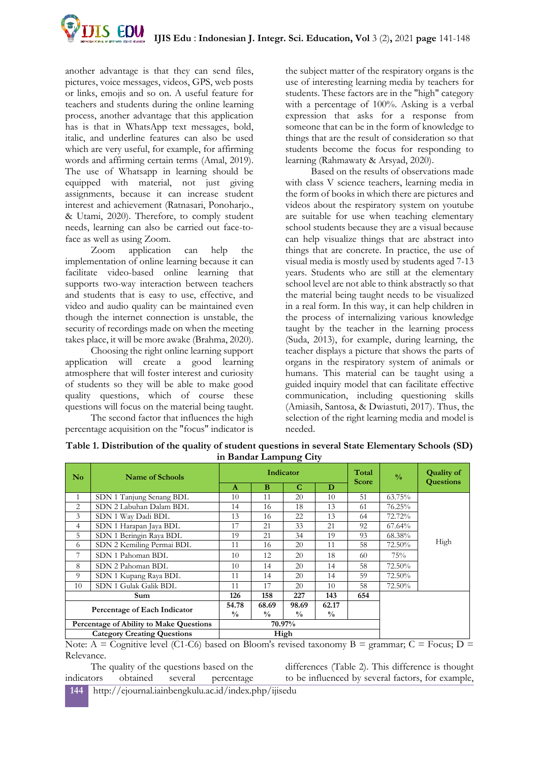another advantage is that they can send files, pictures, voice messages, videos, GPS, web posts or links, emojis and so on. A useful feature for teachers and students during the online learning process, another advantage that this application has is that in WhatsApp text messages, bold, italic, and underline features can also be used which are very useful, for example, for affirming words and affirming certain terms (Amal, 2019). The use of Whatsapp in learning should be equipped with material, not just giving assignments, because it can increase student interest and achievement (Ratnasari, Ponoharjo., & Utami, 2020). Therefore, to comply student needs, learning can also be carried out face-to-face as well as using Zoom.

Zoom application can help the implementation of online learning because it can facilitate video-based online learning that supports two-way interaction between teachers and students that is easy to use, effective, and video and audio quality can be maintained even though the internet connection is unstable, the security of recordings made on when the meeting takes place, it will be more awake (Brahma, 2020).

Choosing the right online learning support application will create a good learning atmosphere that will foster interest and curiosity of students so they will be able to make good quality questions, which of course these questions will focus on the material being taught.

The second factor that influences the high percentage acquisition on the "focus" indicator is the subject matter of the respiratory organs is the use of interesting learning media by teachers for students. These factors are in the "high" category with a percentage of 100%. Asking is a verbal expression that asks for a response from someone that can be in the form of knowledge to things that are the result of consideration so that students become the focus for responding to learning (Rahmawaty & Arsyad, 2020).

Based on the results of observations made with class V science teachers, learning media in the form of books in which there are pictures and videos about the respiratory system on youtube are suitable for use when teaching elementary school students because they are a visual because can help visualize things that are abstract into things that are concrete. In practice, the use of visual media is mostly used by students aged 7-13 years. Students who are still at the elementary school level are not able to think abstractly so that the material being taught needs to be visualized in a real form. In this way, it can help children in the process of internalizing various knowledge taught by the teacher in the learning process (Suda, 2013), for example, during learning, the teacher displays a picture that shows the parts of organs in the respiratory system of animals or humans. This material can be taught using a guided inquiry model that can facilitate effective communication, including questioning skills (Amiasih, Santosa, & Dwiastuti, 2017). Thus, the selection of the right learning media and model is needed.

**Table 1. Distribution of the quality of student questions in several State Elementary Schools (SD) in Bandar Lampung City**

| No | Name of Schools | Indicator | | | | Total Score | % | Quality of Questions |
|---|---|---|---|---|---|---|---|---|
| | | A | B | C | D | | | |
| 1 | SDN 1 Tanjung Senang BDL | 10 | 11 | 20 | 10 | 51 | 63.75% | High |
| 2 | SDN 2 Labuhan Dalam BDL | 14 | 16 | 18 | 13 | 61 | 76.25% | |
| 3 | SDN 1 Way Dadi BDL | 13 | 16 | 22 | 13 | 64 | 72.72% | |
| 4 | SDN 1 Harapan Jaya BDL | 17 | 21 | 33 | 21 | 92 | 67.64% | |
| 5 | SDN 1 Beringin Raya BDL | 19 | 21 | 34 | 19 | 93 | 68.38% | |
| 6 | SDN 2 Kemiling Permai BDL | 11 | 16 | 20 | 11 | 58 | 72.50% | |
| 7 | SDN 1 Pahoman BDL | 10 | 12 | 20 | 18 | 60 | 75% | |
| 8 | SDN 2 Pahoman BDL | 10 | 14 | 20 | 14 | 58 | 72.50% | |
| 9 | SDN 1 Kupang Raya BDL | 11 | 14 | 20 | 14 | 59 | 72.50% | |
| 10 | SDN 1 Gulak Galik BDL | 11 | 17 | 20 | 10 | 58 | 72.50% | |
| **Sum** | | **126** | **158** | **227** | **143** | **654** | | |
| **Percentage of Each Indicator** | | **54.78 %** | **68.69 %** | **98.69 %** | **62.17 %** | | | |
| **Percentage of Ability to Make Questions** | | **70.97%** | | | | | | |
| **Category Creating Questions** | | **High** | | | | | | |

Note: A = Cognitive level (C1-C6) based on Bloom's revised taxonomy B = grammar; C = Focus; D = Relevance.

The quality of the questions based on the indicators obtained several percentage differences (Table 2). This difference is thought to be influenced by several factors, for example,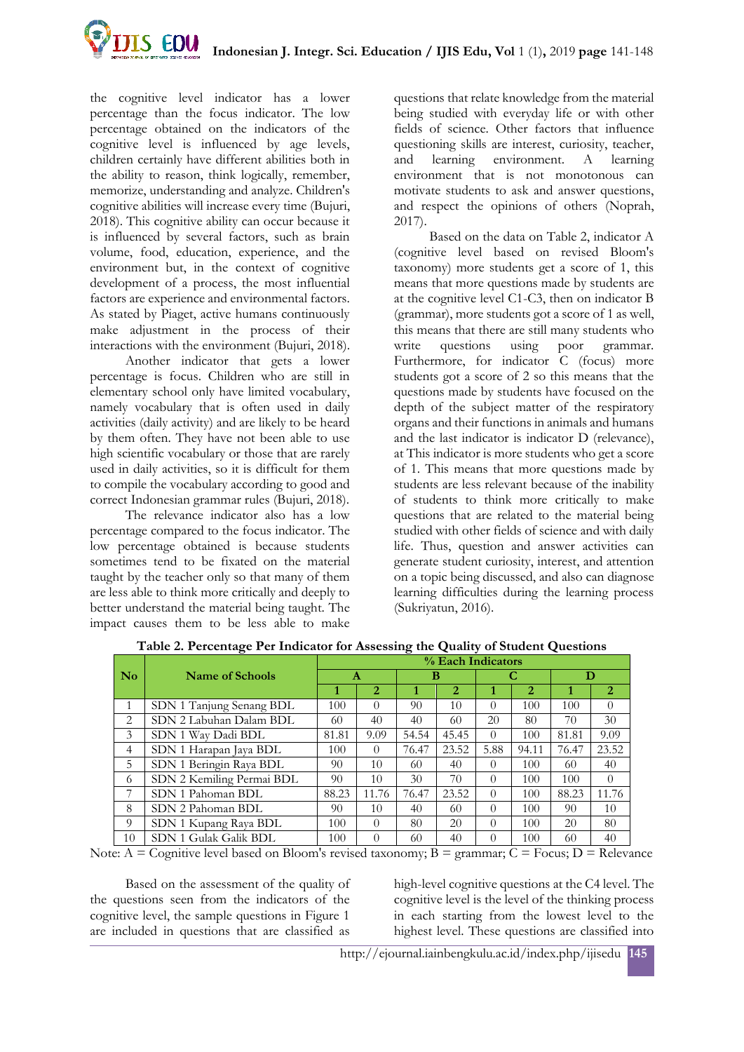the cognitive level indicator has a lower percentage than the focus indicator. The low percentage obtained on the indicators of the cognitive level is influenced by age levels, children certainly have different abilities both in the ability to reason, think logically, remember, memorize, understanding and analyze. Children's cognitive abilities will increase every time (Bujuri, 2018). This cognitive ability can occur because it is influenced by several factors, such as brain volume, food, education, experience, and the environment but, in the context of cognitive development of a process, the most influential factors are experience and environmental factors. As stated by Piaget, active humans continuously make adjustment in the process of their interactions with the environment (Bujuri, 2018).

Another indicator that gets a lower percentage is focus. Children who are still in elementary school only have limited vocabulary, namely vocabulary that is often used in daily activities (daily activity) and are likely to be heard by them often. They have not been able to use high scientific vocabulary or those that are rarely used in daily activities, so it is difficult for them to compile the vocabulary according to good and correct Indonesian grammar rules (Bujuri, 2018).

The relevance indicator also has a low percentage compared to the focus indicator. The low percentage obtained is because students sometimes tend to be fixated on the material taught by the teacher only so that many of them are less able to think more critically and deeply to better understand the material being taught. The impact causes them to be less able to make questions that relate knowledge from the material being studied with everyday life or with other fields of science. Other factors that influence questioning skills are interest, curiosity, teacher, and learning environment. A learning environment that is not monotonous can motivate students to ask and answer questions, and respect the opinions of others (Noprah, 2017).

Based on the data on Table 2, indicator A (cognitive level based on revised Bloom's taxonomy) more students get a score of 1, this means that more questions made by students are at the cognitive level C1-C3, then on indicator B (grammar), more students got a score of 1 as well, this means that there are still many students who write questions using poor grammar. Furthermore, for indicator C (focus) more students got a score of 2 so this means that the questions made by students have focused on the depth of the subject matter of the respiratory organs and their functions in animals and humans and the last indicator is indicator D (relevance), at This indicator is more students who get a score of 1. This means that more questions made by students are less relevant because of the inability of students to think more critically to make questions that are related to the material being studied with other fields of science and with daily life. Thus, question and answer activities can generate student curiosity, interest, and attention on a topic being discussed, and also can diagnose learning difficulties during the learning process (Sukriyatun, 2016).

**Table 2. Percentage Per Indicator for Assessing the Quality of Student Questions**

| No | Name of Schools | % Each Indicators | | | | | | | |
|---|---|---|---|---|---|---|---|---|---|
| | | A | | B | | C | | D | |
| | | 1 | 2 | 1 | 2 | 1 | 2 | 1 | 2 |
| 1 | SDN 1 Tanjung Senang BDL | 100 | 0 | 90 | 10 | 0 | 100 | 100 | 0 |
| 2 | SDN 2 Labuhan Dalam BDL | 60 | 40 | 40 | 60 | 20 | 80 | 70 | 30 |
| 3 | SDN 1 Way Dadi BDL | 81.81 | 9.09 | 54.54 | 45.45 | 0 | 100 | 81.81 | 9.09 |
| 4 | SDN 1 Harapan Jaya BDL | 100 | 0 | 76.47 | 23.52 | 5.88 | 94.11 | 76.47 | 23.52 |
| 5 | SDN 1 Beringin Raya BDL | 90 | 10 | 60 | 40 | 0 | 100 | 60 | 40 |
| 6 | SDN 2 Kemiling Permai BDL | 90 | 10 | 30 | 70 | 0 | 100 | 100 | 0 |
| 7 | SDN 1 Pahoman BDL | 88.23 | 11.76 | 76.47 | 23.52 | 0 | 100 | 88.23 | 11.76 |
| 8 | SDN 2 Pahoman BDL | 90 | 10 | 40 | 60 | 0 | 100 | 90 | 10 |
| 9 | SDN 1 Kupang Raya BDL | 100 | 0 | 80 | 20 | 0 | 100 | 20 | 80 |
| 10 | SDN 1 Gulak Galik BDL | 100 | 0 | 60 | 40 | 0 | 100 | 60 | 40 |

Note: A = Cognitive level based on Bloom's revised taxonomy; B = grammar; C = Focus; D = Relevance

Based on the assessment of the quality of the questions seen from the indicators of the cognitive level, the sample questions in Figure 1 are included in questions that are classified as high-level cognitive questions at the C4 level. The cognitive level is the level of the thinking process in each starting from the lowest level to the highest level. These questions are classified into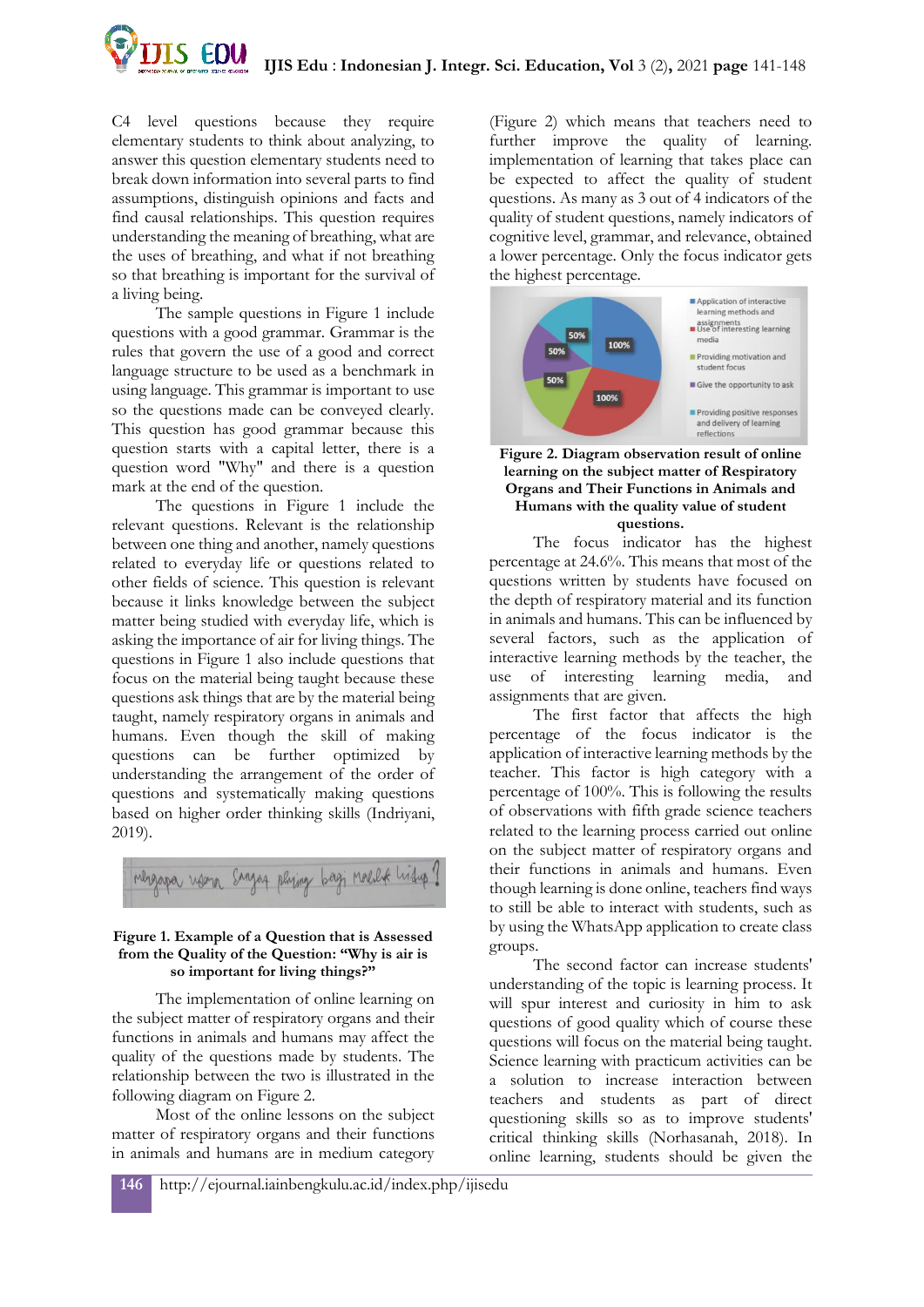C4 level questions because they require elementary students to think about analyzing, to answer this question elementary students need to break down information into several parts to find assumptions, distinguish opinions and facts and find causal relationships. This question requires understanding the meaning of breathing, what are the uses of breathing, and what if not breathing so that breathing is important for the survival of a living being.

The sample questions in Figure 1 include questions with a good grammar. Grammar is the rules that govern the use of a good and correct language structure to be used as a benchmark in using language. This grammar is important to use so the questions made can be conveyed clearly. This question has good grammar because this question starts with a capital letter, there is a question word "Why" and there is a question mark at the end of the question.

The questions in Figure 1 include the relevant questions. Relevant is the relationship between one thing and another, namely questions related to everyday life or questions related to other fields of science. This question is relevant because it links knowledge between the subject matter being studied with everyday life, which is asking the importance of air for living things. The questions in Figure 1 also include questions that focus on the material being taught because these questions ask things that are by the material being taught, namely respiratory organs in animals and humans. Even though the skill of making questions can be further optimized by understanding the arrangement of the order of questions and systematically making questions based on higher order thinking skills (Indriyani, 2019).

**Figure 1. Example of a Question that is Assessed from the Quality of the Question: "Why is air is so important for living things?"**

The implementation of online learning on the subject matter of respiratory organs and their functions in animals and humans may affect the quality of the questions made by students. The relationship between the two is illustrated in the following diagram on Figure 2.

Most of the online lessons on the subject matter of respiratory organs and their functions in animals and humans are in medium category (Figure 2) which means that teachers need to further improve the quality of learning. implementation of learning that takes place can be expected to affect the quality of student questions. As many as 3 out of 4 indicators of the quality of student questions, namely indicators of cognitive level, grammar, and relevance, obtained a lower percentage. Only the focus indicator gets the highest percentage.

**Figure 2. Diagram observation result of online learning on the subject matter of Respiratory Organs and Their Functions in Animals and Humans with the quality value of student questions.**

The focus indicator has the highest percentage at 24.6%. This means that most of the questions written by students have focused on the depth of respiratory material and its function in animals and humans. This can be influenced by several factors, such as the application of interactive learning methods by the teacher, the use of interesting learning media, and assignments that are given.

The first factor that affects the high percentage of the focus indicator is the application of interactive learning methods by the teacher. This factor is high category with a percentage of 100%. This is following the results of observations with fifth grade science teachers related to the learning process carried out online on the subject matter of respiratory organs and their functions in animals and humans. Even though learning is done online, teachers find ways to still be able to interact with students, such as by using the WhatsApp application to create class groups.

The second factor can increase students' understanding of the topic is learning process. It will spur interest and curiosity in him to ask questions of good quality which of course these questions will focus on the material being taught. Science learning with practicum activities can be a solution to increase interaction between teachers and students as part of direct questioning skills so as to improve students' critical thinking skills (Norhasanah, 2018). In online learning, students should be given the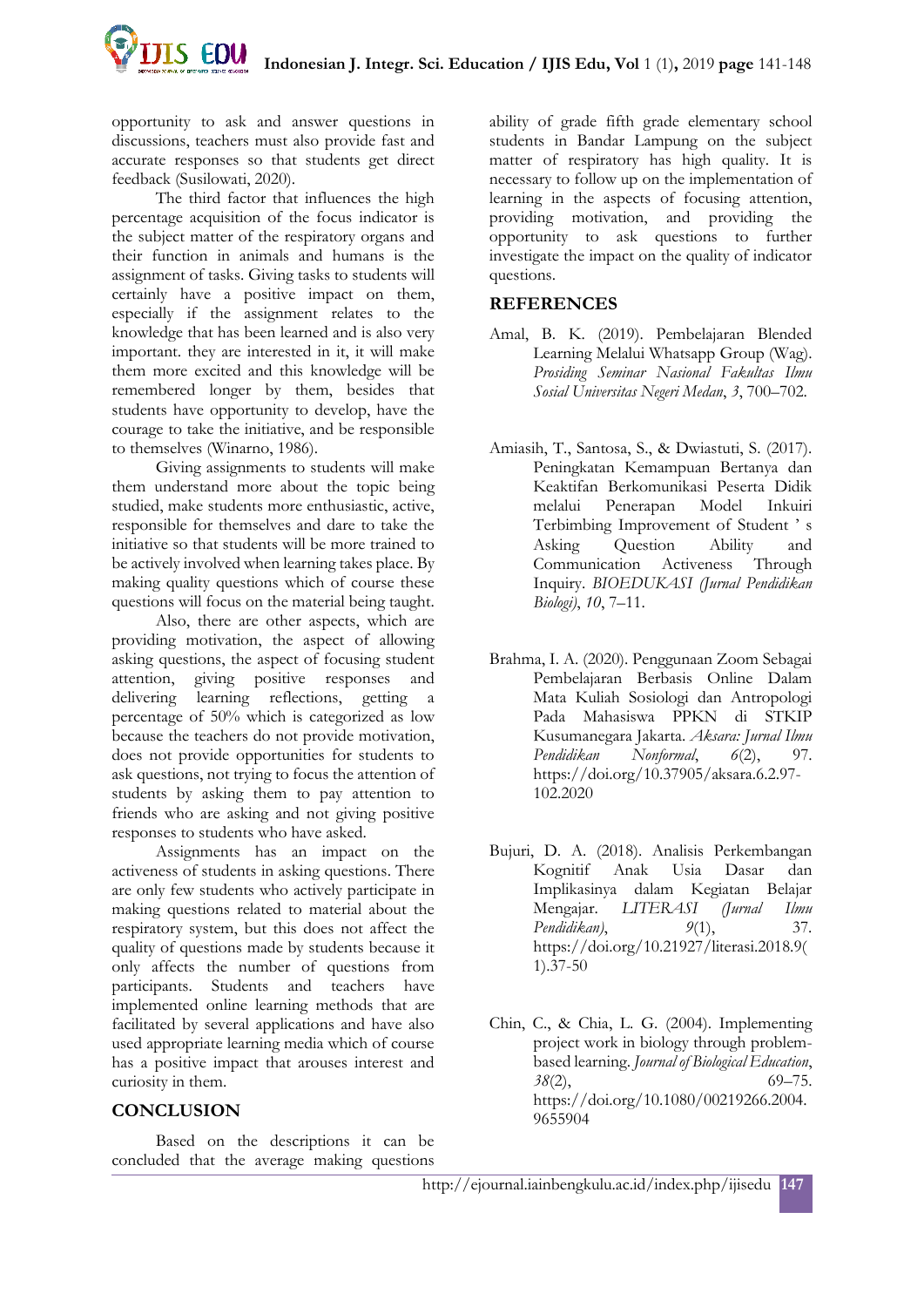opportunity to ask and answer questions in discussions, teachers must also provide fast and accurate responses so that students get direct feedback (Susilowati, 2020).

The third factor that influences the high percentage acquisition of the focus indicator is the subject matter of the respiratory organs and their function in animals and humans is the assignment of tasks. Giving tasks to students will certainly have a positive impact on them, especially if the assignment relates to the knowledge that has been learned and is also very important. they are interested in it, it will make them more excited and this knowledge will be remembered longer by them, besides that students have opportunity to develop, have the courage to take the initiative, and be responsible to themselves (Winarno, 1986).

Giving assignments to students will make them understand more about the topic being studied, make students more enthusiastic, active, responsible for themselves and dare to take the initiative so that students will be more trained to be actively involved when learning takes place. By making quality questions which of course these questions will focus on the material being taught.

Also, there are other aspects, which are providing motivation, the aspect of allowing asking questions, the aspect of focusing student attention, giving positive responses and delivering learning reflections, getting a percentage of 50% which is categorized as low because the teachers do not provide motivation, does not provide opportunities for students to ask questions, not trying to focus the attention of students by asking them to pay attention to friends who are asking and not giving positive responses to students who have asked.

Assignments has an impact on the activeness of students in asking questions. There are only few students who actively participate in making questions related to material about the respiratory system, but this does not affect the quality of questions made by students because it only affects the number of questions from participants. Students and teachers have implemented online learning methods that are facilitated by several applications and have also used appropriate learning media which of course has a positive impact that arouses interest and curiosity in them.

## CONCLUSION

Based on the descriptions it can be concluded that the average making questions ability of grade fifth grade elementary school students in Bandar Lampung on the subject matter of respiratory has high quality. It is necessary to follow up on the implementation of learning in the aspects of focusing attention, providing motivation, and providing the opportunity to ask questions to further investigate the impact on the quality of indicator questions.

## REFERENCES

Amal, B. K. (2019). Pembelajaran Blended Learning Melalui Whatsapp Group (Wag). *Prosiding Seminar Nasional Fakultas Ilmu Sosial Universitas Negeri Medan*, *3*, 700–702.

Amiasih, T., Santosa, S., & Dwiastuti, S. (2017). Peningkatan Kemampuan Bertanya dan Keaktifan Berkomunikasi Peserta Didik melalui Penerapan Model Inkuiri Terbimbing Improvement of Student ' s Asking Question Ability and Communication Activeness Through Inquiry. *BIOEDUKASI (Jurnal Pendidikan Biologi)*, *10*, 7–11.

Brahma, I. A. (2020). Penggunaan Zoom Sebagai Pembelajaran Berbasis Online Dalam Mata Kuliah Sosiologi dan Antropologi Pada Mahasiswa PPKN di STKIP Kusumanegara Jakarta. *Aksara: Jurnal Ilmu Pendidikan Nonformal*, *6*(2), 97. https://doi.org/10.37905/aksara.6.2.97-102.2020

Bujuri, D. A. (2018). Analisis Perkembangan Kognitif Anak Usia Dasar dan Implikasinya dalam Kegiatan Belajar Mengajar. *LITERASI (Jurnal Ilmu Pendidikan)*, *9*(1), 37. https://doi.org/10.21927/literasi.2018.9(1).37-50

Chin, C., & Chia, L. G. (2004). Implementing project work in biology through problem-based learning. *Journal of Biological Education*, *38*(2), 69–75. https://doi.org/10.1080/00219266.2004.9655904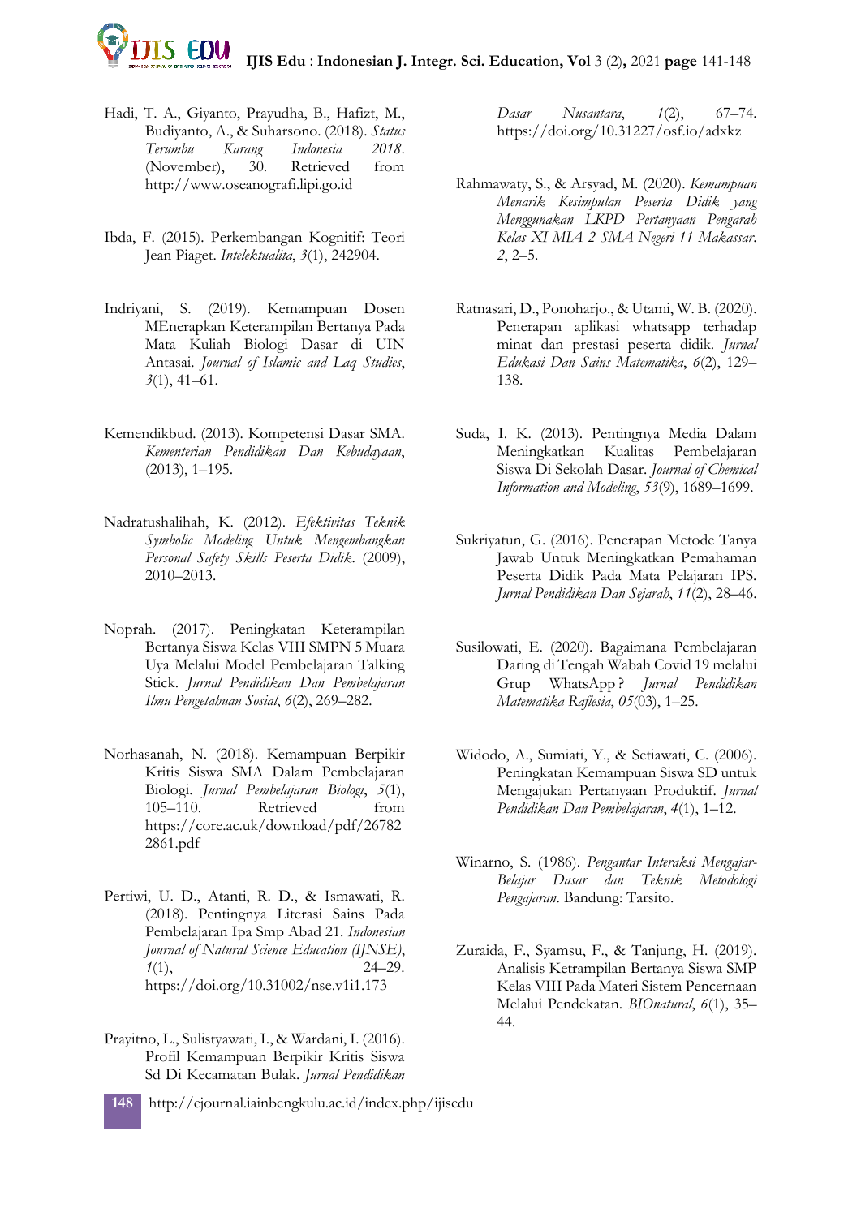Hadi, T. A., Giyanto, Prayudha, B., Hafizt, M., Budiyanto, A., & Suharsono. (2018). *Status Terumbu Karang Indonesia 2018*. (November), 30. Retrieved from http://www.oseanografi.lipi.go.id

Ibda, F. (2015). Perkembangan Kognitif: Teori Jean Piaget. *Intelektualita*, *3*(1), 242904.

Indriyani, S. (2019). Kemampuan Dosen MEnerapkan Keterampilan Bertanya Pada Mata Kuliah Biologi Dasar di UIN Antasai. *Journal of Islamic and Laq Studies*, *3*(1), 41–61.

Kemendikbud. (2013). Kompetensi Dasar SMA. *Kementerian Pendidikan Dan Kebudayaan*, (2013), 1–195.

Nadratushalihah, K. (2012). *Efektivitas Teknik Symbolic Modeling Untuk Mengembangkan Personal Safety Skills Peserta Didik*. (2009), 2010–2013.

Noprah. (2017). Peningkatan Keterampilan Bertanya Siswa Kelas VIII SMPN 5 Muara Uya Melalui Model Pembelajaran Talking Stick. *Jurnal Pendidikan Dan Pembelajaran Ilmu Pengetahuan Sosial*, *6*(2), 269–282.

Norhasanah, N. (2018). Kemampuan Berpikir Kritis Siswa SMA Dalam Pembelajaran Biologi. *Jurnal Pembelajaran Biologi*, *5*(1), 105–110. Retrieved from https://core.ac.uk/download/pdf/267822861.pdf

Pertiwi, U. D., Atanti, R. D., & Ismawati, R. (2018). Pentingnya Literasi Sains Pada Pembelajaran Ipa Smp Abad 21. *Indonesian Journal of Natural Science Education (IJNSE)*, *1*(1), 24–29. https://doi.org/10.31002/nse.v1i1.173

Prayitno, L., Sulistyawati, I., & Wardani, I. (2016). Profil Kemampuan Berpikir Kritis Siswa Sd Di Kecamatan Bulak. *Jurnal Pendidikan Dasar Nusantara*, *1*(2), 67–74. https://doi.org/10.31227/osf.io/adxkz

Rahmawaty, S., & Arsyad, M. (2020). *Kemampuan Menarik Kesimpulan Peserta Didik yang Menggunakan LKPD Pertanyaan Pengarah Kelas XI MIA 2 SMA Negeri 11 Makassar*. *2*, 2–5.

Ratnasari, D., Ponoharjo., & Utami, W. B. (2020). Penerapan aplikasi whatsapp terhadap minat dan prestasi peserta didik. *Jurnal Edukasi Dan Sains Matematika*, *6*(2), 129–138.

Suda, I. K. (2013). Pentingnya Media Dalam Meningkatkan Kualitas Pembelajaran Siswa Di Sekolah Dasar. *Journal of Chemical Information and Modeling*, *53*(9), 1689–1699.

Sukriyatun, G. (2016). Penerapan Metode Tanya Jawab Untuk Meningkatkan Pemahaman Peserta Didik Pada Mata Pelajaran IPS. *Jurnal Pendidikan Dan Sejarah*, *11*(2), 28–46.

Susilowati, E. (2020). Bagaimana Pembelajaran Daring di Tengah Wabah Covid 19 melalui Grup WhatsApp ? *Jurnal Pendidikan Matematika Raflesia*, *05*(03), 1–25.

Widodo, A., Sumiati, Y., & Setiawati, C. (2006). Peningkatan Kemampuan Siswa SD untuk Mengajukan Pertanyaan Produktif. *Jurnal Pendidikan Dan Pembelajaran*, *4*(1), 1–12.

Winarno, S. (1986). *Pengantar Interaksi Mengajar-Belajar Dasar dan Teknik Metodologi Pengajaran*. Bandung: Tarsito.

Zuraida, F., Syamsu, F., & Tanjung, H. (2019). Analisis Ketrampilan Bertanya Siswa SMP Kelas VIII Pada Materi Sistem Pencernaan Melalui Pendekatan. *BIOnatural*, *6*(1), 35–44.